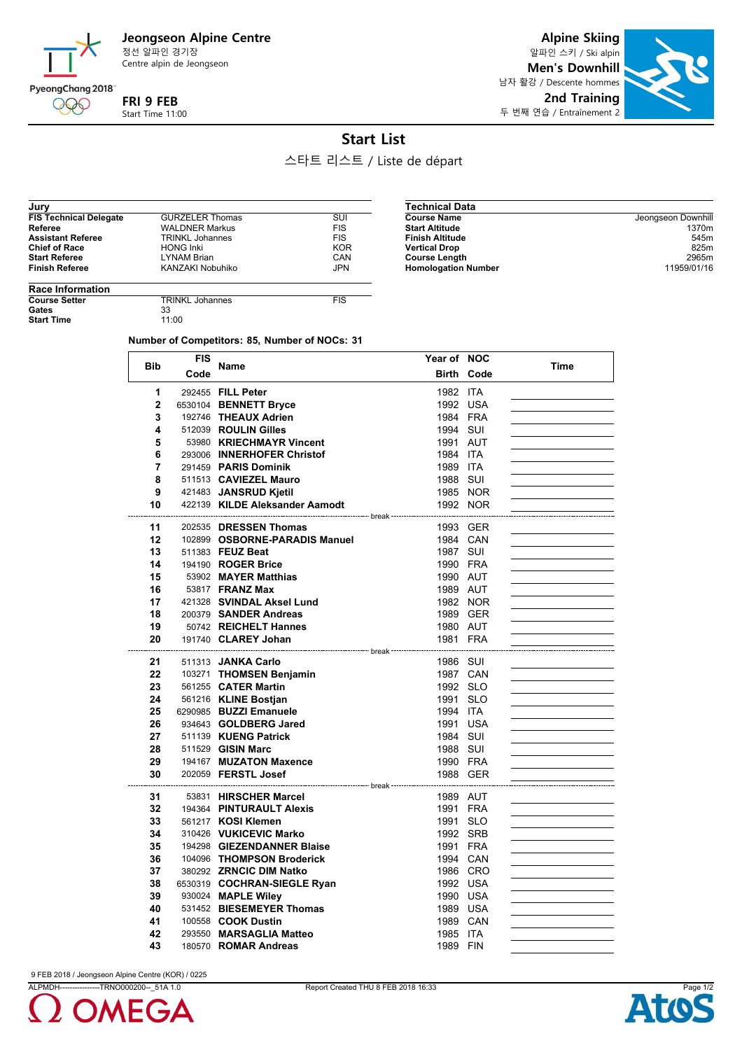**Jeongseon Alpine Centre**
정선 알파인 경기장
Centre alpin de Jeongseon

PyeongChang 2018

**FRI 9 FEB**
Start Time 11:00

**Alpine Skiing**
알파인 스키 / Ski alpin
**Men's Downhill**
남자 활강 / Descente hommes
**2nd Training**
두 번째 연습 / Entraînement 2

# Start List

스타트 리스트 / Liste de départ

| Jury | | |
|---|---|---|
| FIS Technical Delegate | GURZELER Thomas | SUI |
| Referee | WALDNER Markus | FIS |
| Assistant Referee | TRINKL Johannes | FIS |
| Chief of Race | HONG Inki | KOR |
| Start Referee | LYNAM Brian | CAN |
| Finish Referee | KANZAKI Nobuhiko | JPN |

| Race Information | | |
|---|---|---|
| Course Setter | TRINKL Johannes | FIS |
| Gates | 33 | |
| Start Time | 11:00 | |

| Technical Data | |
|---|---|
| Course Name | Jeongseon Downhill |
| Start Altitude | 1370m |
| Finish Altitude | 545m |
| Vertical Drop | 825m |
| Course Length | 2965m |
| Homologation Number | 11959/01/16 |

**Number of Competitors: 85, Number of NOCs: 31**

| Bib | FIS Code | Name | Year of Birth | NOC Code | Time |
|---|---|---|---|---|---|
| 1 | 292455 | **FILL Peter** | 1982 | ITA | |
| 2 | 6530104 | **BENNETT Bryce** | 1992 | USA | |
| 3 | 192746 | **THEAUX Adrien** | 1984 | FRA | |
| 4 | 512039 | **ROULIN Gilles** | 1994 | SUI | |
| 5 | 53980 | **KRIECHMAYR Vincent** | 1991 | AUT | |
| 6 | 293006 | **INNERHOFER Christof** | 1984 | ITA | |
| 7 | 291459 | **PARIS Dominik** | 1989 | ITA | |
| 8 | 511513 | **CAVIEZEL Mauro** | 1988 | SUI | |
| 9 | 421483 | **JANSRUD Kjetil** | 1985 | NOR | |
| 10 | 422139 | **KILDE Aleksander Aamodt** | 1992 | NOR | |
| | | break | | | |
| 11 | 202535 | **DRESSEN Thomas** | 1993 | GER | |
| 12 | 102899 | **OSBORNE-PARADIS Manuel** | 1984 | CAN | |
| 13 | 511383 | **FEUZ Beat** | 1987 | SUI | |
| 14 | 194190 | **ROGER Brice** | 1990 | FRA | |
| 15 | 53902 | **MAYER Matthias** | 1990 | AUT | |
| 16 | 53817 | **FRANZ Max** | 1989 | AUT | |
| 17 | 421328 | **SVINDAL Aksel Lund** | 1982 | NOR | |
| 18 | 200379 | **SANDER Andreas** | 1989 | GER | |
| 19 | 50742 | **REICHELT Hannes** | 1980 | AUT | |
| 20 | 191740 | **CLAREY Johan** | 1981 | FRA | |
| | | break | | | |
| 21 | 511313 | **JANKA Carlo** | 1986 | SUI | |
| 22 | 103271 | **THOMSEN Benjamin** | 1987 | CAN | |
| 23 | 561255 | **CATER Martin** | 1992 | SLO | |
| 24 | 561216 | **KLINE Bostjan** | 1991 | SLO | |
| 25 | 6290985 | **BUZZI Emanuele** | 1994 | ITA | |
| 26 | 934643 | **GOLDBERG Jared** | 1991 | USA | |
| 27 | 511139 | **KUENG Patrick** | 1984 | SUI | |
| 28 | 511529 | **GISIN Marc** | 1988 | SUI | |
| 29 | 194167 | **MUZATON Maxence** | 1990 | FRA | |
| 30 | 202059 | **FERSTL Josef** | 1988 | GER | |
| | | break | | | |
| 31 | 53831 | **HIRSCHER Marcel** | 1989 | AUT | |
| 32 | 194364 | **PINTURAULT Alexis** | 1991 | FRA | |
| 33 | 561217 | **KOSI Klemen** | 1991 | SLO | |
| 34 | 310426 | **VUKICEVIC Marko** | 1992 | SRB | |
| 35 | 194298 | **GIEZENDANNER Blaise** | 1991 | FRA | |
| 36 | 104096 | **THOMPSON Broderick** | 1994 | CAN | |
| 37 | 380292 | **ZRNCIC DIM Natko** | 1986 | CRO | |
| 38 | 6530319 | **COCHRAN-SIEGLE Ryan** | 1992 | USA | |
| 39 | 930024 | **MAPLE Wiley** | 1990 | USA | |
| 40 | 531452 | **BIESEMEYER Thomas** | 1989 | USA | |
| 41 | 100558 | **COOK Dustin** | 1989 | CAN | |
| 42 | 293550 | **MARSAGLIA Matteo** | 1985 | ITA | |
| 43 | 180570 | **ROMAR Andreas** | 1989 | FIN | |

9 FEB 2018 / Jeongseon Alpine Centre (KOR) / 0225

ALPMDH----------------TRNO000200--_51A 1.0 Report Created THU 8 FEB 2018 16:33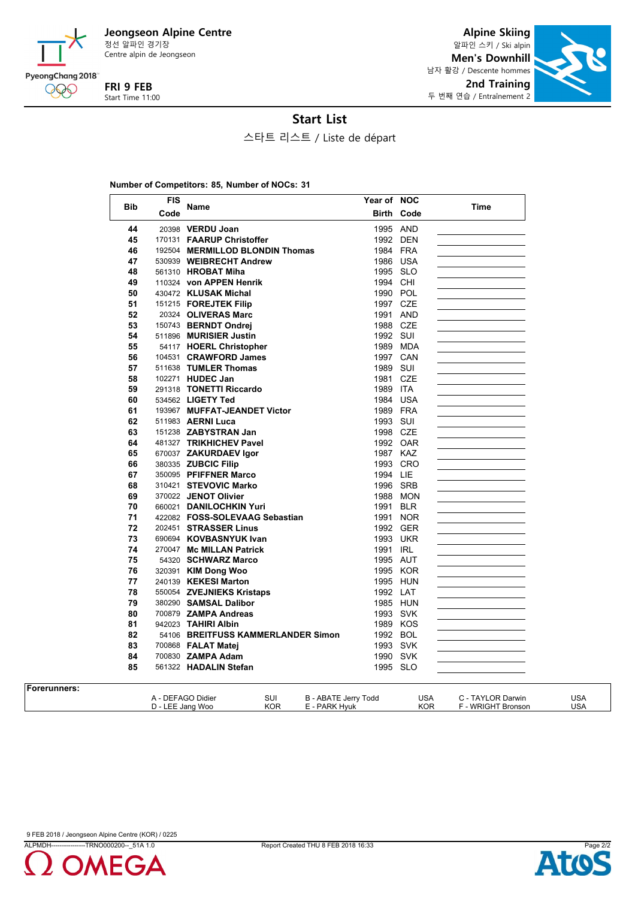**Jeongseon Alpine Centre**
정선 알파인 경기장
Centre alpin de Jeongseon

**FRI 9 FEB**
Start Time 11:00

**Alpine Skiing**
알파인 스키 / Ski alpin
**Men's Downhill**
남자 활강 / Descente hommes
**2nd Training**
두 번째 연습 / Entraînement 2

# Start List

스타트 리스트 / Liste de départ

**Number of Competitors: 85, Number of NOCs: 31**

| Bib | FIS Code | Name | Year of Birth | NOC Code | Time |
|---|---|---|---|---|---|
| 44 | 20398 | **VERDU Joan** | 1995 | AND | |
| 45 | 170131 | **FAARUP Christoffer** | 1992 | DEN | |
| 46 | 192504 | **MERMILLOD BLONDIN Thomas** | 1984 | FRA | |
| 47 | 530939 | **WEIBRECHT Andrew** | 1986 | USA | |
| 48 | 561310 | **HROBAT Miha** | 1995 | SLO | |
| 49 | 110324 | **von APPEN Henrik** | 1994 | CHI | |
| 50 | 430472 | **KLUSAK Michal** | 1990 | POL | |
| 51 | 151215 | **FOREJTEK Filip** | 1997 | CZE | |
| 52 | 20324 | **OLIVERAS Marc** | 1991 | AND | |
| 53 | 150743 | **BERNDT Ondrej** | 1988 | CZE | |
| 54 | 511896 | **MURISIER Justin** | 1992 | SUI | |
| 55 | 54117 | **HOERL Christopher** | 1989 | MDA | |
| 56 | 104531 | **CRAWFORD James** | 1997 | CAN | |
| 57 | 511638 | **TUMLER Thomas** | 1989 | SUI | |
| 58 | 102271 | **HUDEC Jan** | 1981 | CZE | |
| 59 | 291318 | **TONETTI Riccardo** | 1989 | ITA | |
| 60 | 534562 | **LIGETY Ted** | 1984 | USA | |
| 61 | 193967 | **MUFFAT-JEANDET Victor** | 1989 | FRA | |
| 62 | 511983 | **AERNI Luca** | 1993 | SUI | |
| 63 | 151238 | **ZABYSTRAN Jan** | 1998 | CZE | |
| 64 | 481327 | **TRIKHICHEV Pavel** | 1992 | OAR | |
| 65 | 670037 | **ZAKURDAEV Igor** | 1987 | KAZ | |
| 66 | 380335 | **ZUBCIC Filip** | 1993 | CRO | |
| 67 | 350095 | **PFIFFNER Marco** | 1994 | LIE | |
| 68 | 310421 | **STEVOVIC Marko** | 1996 | SRB | |
| 69 | 370022 | **JENOT Olivier** | 1988 | MON | |
| 70 | 660021 | **DANILOCHKIN Yuri** | 1991 | BLR | |
| 71 | 422082 | **FOSS-SOLEVAAG Sebastian** | 1991 | NOR | |
| 72 | 202451 | **STRASSER Linus** | 1992 | GER | |
| 73 | 690694 | **KOVBASNYUK Ivan** | 1993 | UKR | |
| 74 | 270047 | **Mc MILLAN Patrick** | 1991 | IRL | |
| 75 | 54320 | **SCHWARZ Marco** | 1995 | AUT | |
| 76 | 320391 | **KIM Dong Woo** | 1995 | KOR | |
| 77 | 240139 | **KEKESI Marton** | 1995 | HUN | |
| 78 | 550054 | **ZVEJNIEKS Kristaps** | 1992 | LAT | |
| 79 | 380290 | **SAMSAL Dalibor** | 1985 | HUN | |
| 80 | 700879 | **ZAMPA Andreas** | 1993 | SVK | |
| 81 | 942023 | **TAHIRI Albin** | 1989 | KOS | |
| 82 | 54106 | **BREITFUSS KAMMERLANDER Simon** | 1992 | BOL | |
| 83 | 700868 | **FALAT Matej** | 1993 | SVK | |
| 84 | 700830 | **ZAMPA Adam** | 1990 | SVK | |
| 85 | 561322 | **HADALIN Stefan** | 1995 | SLO | |

**Forerunners:**

| | | | | | |
|---|---|---|---|---|---|
| A - DEFAGO Didier | SUI | B - ABATE Jerry Todd | USA | C - TAYLOR Darwin | USA |
| D - LEE Jang Woo | KOR | E - PARK Hyuk | KOR | F - WRIGHT Bronson | USA |

9 FEB 2018 / Jeongseon Alpine Centre (KOR) / 0225
ALPMDH----------------TRNO000200--_51A 1.0
Report Created THU 8 FEB 2018 16:33